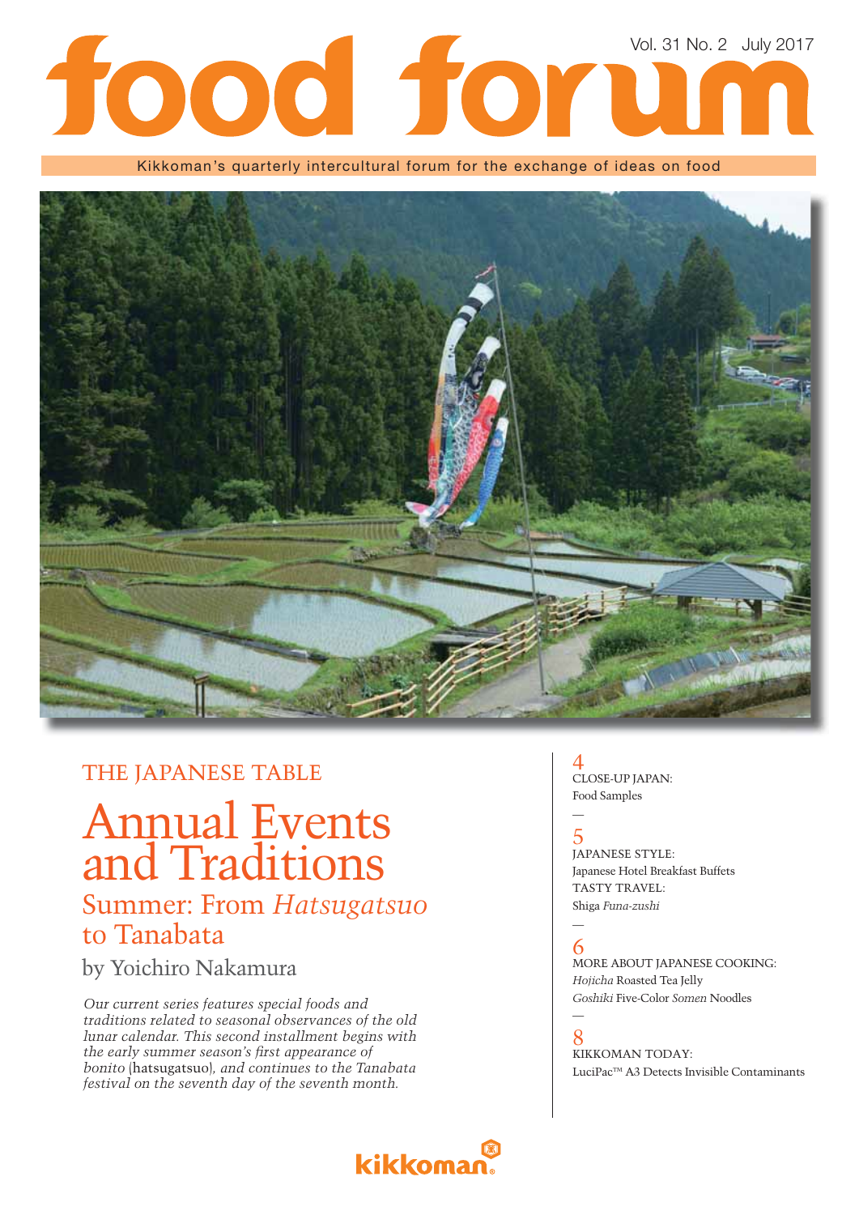# food forum

Vol. 31 No. 2 July 2017

Kikkoman's quarterly intercultural forum for the exchange of ideas on food

## THE JAPANESE TABLE

# Annual Events and Traditions

## Summer: From *Hatsugatsuo* to Tanabata

by Yoichiro Nakamura

*Our current series features special foods and traditions related to seasonal observances of the old lunar calendar. This second installment begins with the early summer season's first appearance of bonito* (hatsugatsuo)*, and continues to the Tanabata festival on the seventh day of the seventh month.*

4
CLOSE-UP JAPAN:
Food Samples

5
JAPANESE STYLE:
Japanese Hotel Breakfast Buffets
TASTY TRAVEL:
Shiga *Funa-zushi*

6
MORE ABOUT JAPANESE COOKING:
*Hojicha* Roasted Tea Jelly
*Goshiki* Five-Color *Somen* Noodles

8
KIKKOMAN TODAY:
LuciPac™ A3 Detects Invisible Contaminants

kikkoman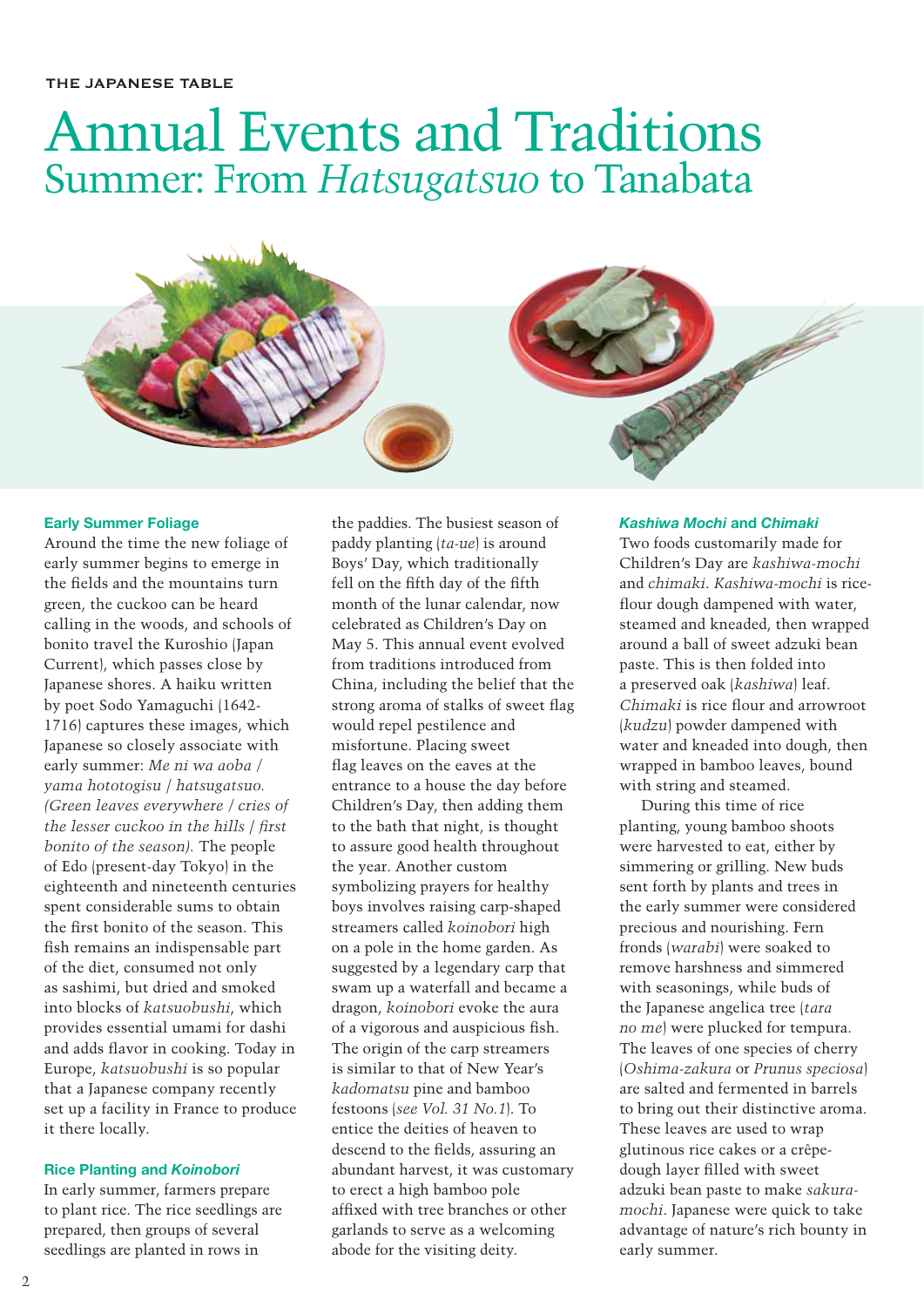THE JAPANESE TABLE

# Annual Events and Traditions

## Summer: From *Hatsugatsuo* to Tanabata

### Early Summer Foliage

Around the time the new foliage of early summer begins to emerge in the fields and the mountains turn green, the cuckoo can be heard calling in the woods, and schools of bonito travel the Kuroshio (Japan Current), which passes close by Japanese shores. A haiku written by poet Sodo Yamaguchi (1642-1716) captures these images, which Japanese so closely associate with early summer: *Me ni wa aoba / yama hototogisu / hatsugatsuo. (Green leaves everywhere / cries of the lesser cuckoo in the hills / first bonito of the season).* The people of Edo (present-day Tokyo) in the eighteenth and nineteenth centuries spent considerable sums to obtain the first bonito of the season. This fish remains an indispensable part of the diet, consumed not only as sashimi, but dried and smoked into blocks of *katsuobushi*, which provides essential umami for dashi and adds flavor in cooking. Today in Europe, *katsuobushi* is so popular that a Japanese company recently set up a facility in France to produce it there locally.

### Rice Planting and *Koinobori*

In early summer, farmers prepare to plant rice. The rice seedlings are prepared, then groups of several seedlings are planted in rows in the paddies. The busiest season of paddy planting (*ta-ue*) is around Boys' Day, which traditionally fell on the fifth day of the fifth month of the lunar calendar, now celebrated as Children's Day on May 5. This annual event evolved from traditions introduced from China, including the belief that the strong aroma of stalks of sweet flag would repel pestilence and misfortune. Placing sweet flag leaves on the eaves at the entrance to a house the day before Children's Day, then adding them to the bath that night, is thought to assure good health throughout the year. Another custom symbolizing prayers for healthy boys involves raising carp-shaped streamers called *koinobori* high on a pole in the home garden. As suggested by a legendary carp that swam up a waterfall and became a dragon, *koinobori* evoke the aura of a vigorous and auspicious fish. The origin of the carp streamers is similar to that of New Year's *kadomatsu* pine and bamboo festoons (*see Vol. 31 No.1*). To entice the deities of heaven to descend to the fields, assuring an abundant harvest, it was customary to erect a high bamboo pole affixed with tree branches or other garlands to serve as a welcoming abode for the visiting deity.

### *Kashiwa Mochi* and *Chimaki*

Two foods customarily made for Children's Day are *kashiwa-mochi* and *chimaki*. *Kashiwa-mochi* is rice-flour dough dampened with water, steamed and kneaded, then wrapped around a ball of sweet adzuki bean paste. This is then folded into a preserved oak (*kashiwa*) leaf. *Chimaki* is rice flour and arrowroot (*kudzu*) powder dampened with water and kneaded into dough, then wrapped in bamboo leaves, bound with string and steamed.

During this time of rice planting, young bamboo shoots were harvested to eat, either by simmering or grilling. New buds sent forth by plants and trees in the early summer were considered precious and nourishing. Fern fronds (*warabi*) were soaked to remove harshness and simmered with seasonings, while buds of the Japanese angelica tree (*tara no me*) were plucked for tempura. The leaves of one species of cherry (*Oshima-zakura* or *Prunus speciosa*) are salted and fermented in barrels to bring out their distinctive aroma. These leaves are used to wrap glutinous rice cakes or a crêpe-dough layer filled with sweet adzuki bean paste to make *sakura-mochi*. Japanese were quick to take advantage of nature's rich bounty in early summer.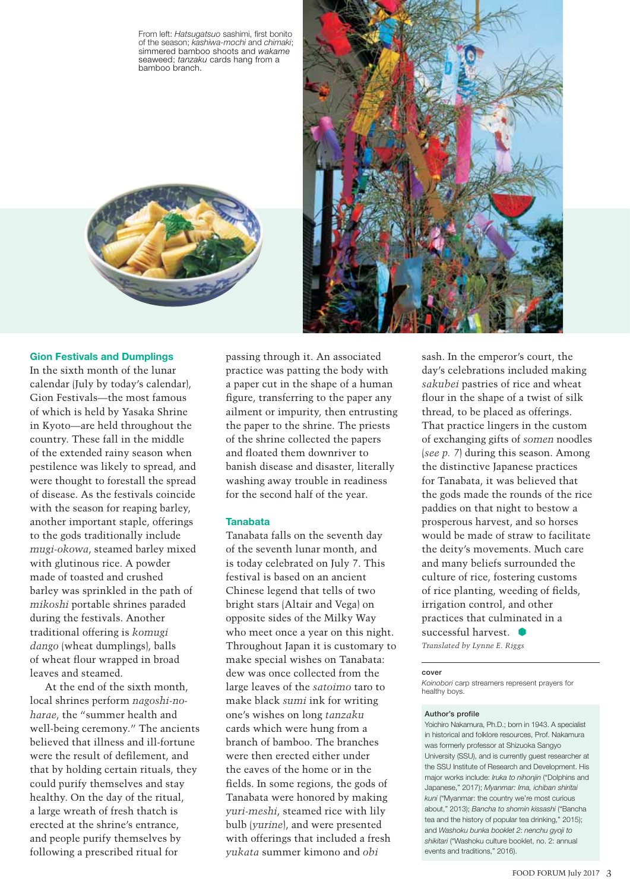From left: *Hatsugatsuo* sashimi, first bonito of the season; *kashiwa-mochi* and *chimaki*; simmered bamboo shoots and *wakame* seaweed; *tanzaku* cards hang from a bamboo branch.

### Gion Festivals and Dumplings

In the sixth month of the lunar calendar (July by today's calendar), Gion Festivals—the most famous of which is held by Yasaka Shrine in Kyoto—are held throughout the country. These fall in the middle of the extended rainy season when pestilence was likely to spread, and were thought to forestall the spread of disease. As the festivals coincide with the season for reaping barley, another important staple, offerings to the gods traditionally include *mugi-okowa*, steamed barley mixed with glutinous rice. A powder made of toasted and crushed barley was sprinkled in the path of *mikoshi* portable shrines paraded during the festivals. Another traditional offering is *komugi dango* (wheat dumplings), balls of wheat flour wrapped in broad leaves and steamed.

At the end of the sixth month, local shrines perform *nagoshi-no-harae*, the "summer health and well-being ceremony." The ancients believed that illness and ill-fortune were the result of defilement, and that by holding certain rituals, they could purify themselves and stay healthy. On the day of the ritual, a large wreath of fresh thatch is erected at the shrine's entrance, and people purify themselves by following a prescribed ritual for passing through it. An associated practice was patting the body with a paper cut in the shape of a human figure, transferring to the paper any ailment or impurity, then entrusting the paper to the shrine. The priests of the shrine collected the papers and floated them downriver to banish disease and disaster, literally washing away trouble in readiness for the second half of the year.

### Tanabata

Tanabata falls on the seventh day of the seventh lunar month, and is today celebrated on July 7. This festival is based on an ancient Chinese legend that tells of two bright stars (Altair and Vega) on opposite sides of the Milky Way who meet once a year on this night. Throughout Japan it is customary to make special wishes on Tanabata: dew was once collected from the large leaves of the *satoimo* taro to make black *sumi* ink for writing one's wishes on long *tanzaku* cards which were hung from a branch of bamboo. The branches were then erected either under the eaves of the home or in the fields. In some regions, the gods of Tanabata were honored by making *yuri-meshi*, steamed rice with lily bulb (*yurine*), and were presented with offerings that included a fresh *yukata* summer kimono and *obi* sash. In the emperor's court, the day's celebrations included making *sakubei* pastries of rice and wheat flour in the shape of a twist of silk thread, to be placed as offerings. That practice lingers in the custom of exchanging gifts of *somen* noodles (*see p. 7*) during this season. Among the distinctive Japanese practices for Tanabata, it was believed that the gods made the rounds of the rice paddies on that night to bestow a prosperous harvest, and so horses would be made of straw to facilitate the deity's movements. Much care and many beliefs surrounded the culture of rice, fostering customs of rice planting, weeding of fields, irrigation control, and other practices that culminated in a successful harvest.

*Translated by Lynne E. Riggs*

**cover**

*Koinobori* carp streamers represent prayers for healthy boys.

**Author's profile**

Yoichiro Nakamura, Ph.D.; born in 1943. A specialist in historical and folklore resources, Prof. Nakamura was formerly professor at Shizuoka Sangyo University (SSU), and is currently guest researcher at the SSU Institute of Research and Development. His major works include: *Iruka to nihonjin* ("Dolphins and Japanese," 2017); *Myanmar: Ima, ichiban shiritai kuni* ("Myanmar: the country we're most curious about," 2013); *Bancha to shomin kissashi* ("Bancha tea and the history of popular tea drinking," 2015); and *Washoku bunka booklet 2: nenchu gyoji to shikitari* ("Washoku culture booklet, no. 2: annual events and traditions," 2016).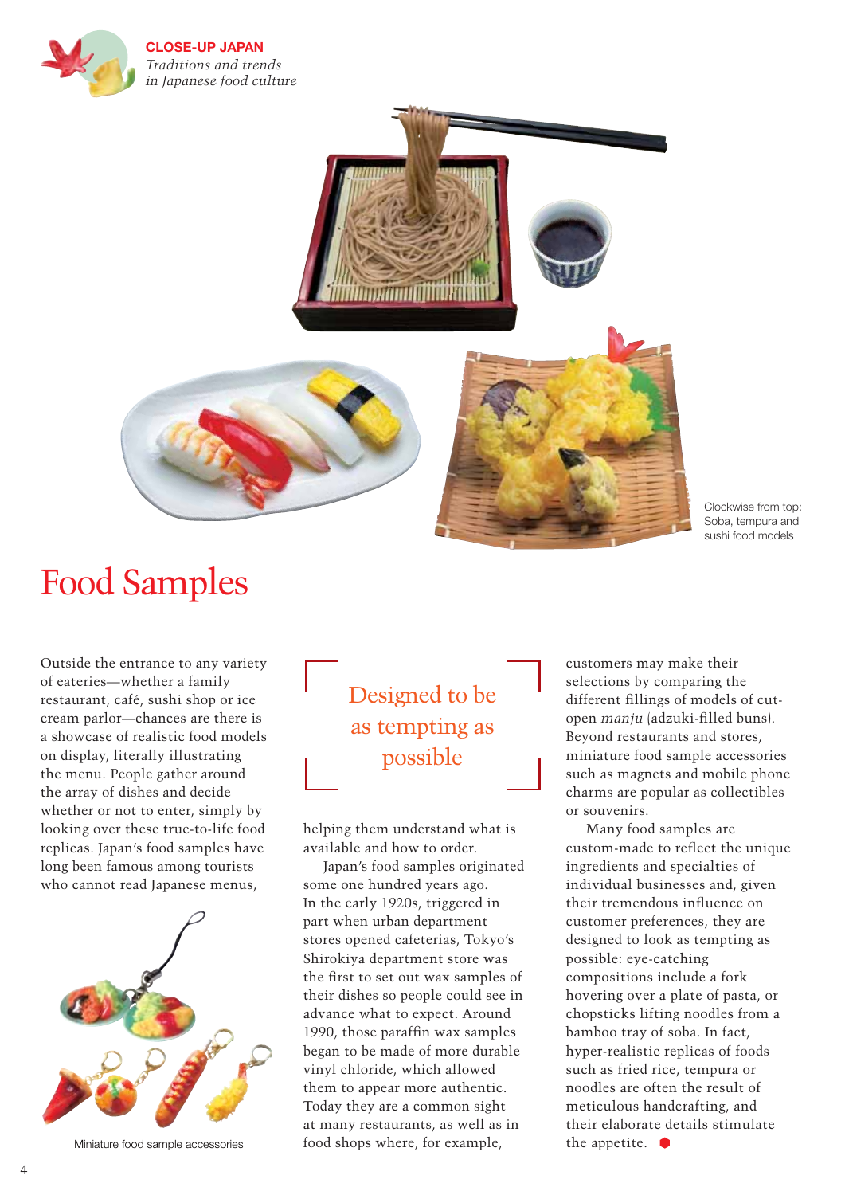**CLOSE-UP JAPAN**
*Traditions and trends in Japanese food culture*

Clockwise from top: Soba, tempura and sushi food models

# Food Samples

> Designed to be as tempting as possible

Outside the entrance to any variety of eateries—whether a family restaurant, café, sushi shop or ice cream parlor—chances are there is a showcase of realistic food models on display, literally illustrating the menu. People gather around the array of dishes and decide whether or not to enter, simply by looking over these true-to-life food replicas. Japan's food samples have long been famous among tourists who cannot read Japanese menus, helping them understand what is available and how to order.

Japan's food samples originated some one hundred years ago. In the early 1920s, triggered in part when urban department stores opened cafeterias, Tokyo's Shirokiya department store was the first to set out wax samples of their dishes so people could see in advance what to expect. Around 1990, those paraffin wax samples began to be made of more durable vinyl chloride, which allowed them to appear more authentic. Today they are a common sight at many restaurants, as well as in food shops where, for example, customers may make their selections by comparing the different fillings of models of cut-open *manju* (adzuki-filled buns). Beyond restaurants and stores, miniature food sample accessories such as magnets and mobile phone charms are popular as collectibles or souvenirs.

Many food samples are custom-made to reflect the unique ingredients and specialties of individual businesses and, given their tremendous influence on customer preferences, they are designed to look as tempting as possible: eye-catching compositions include a fork hovering over a plate of pasta, or chopsticks lifting noodles from a bamboo tray of soba. In fact, hyper-realistic replicas of foods such as fried rice, tempura or noodles are often the result of meticulous handcrafting, and their elaborate details stimulate the appetite.

Miniature food sample accessories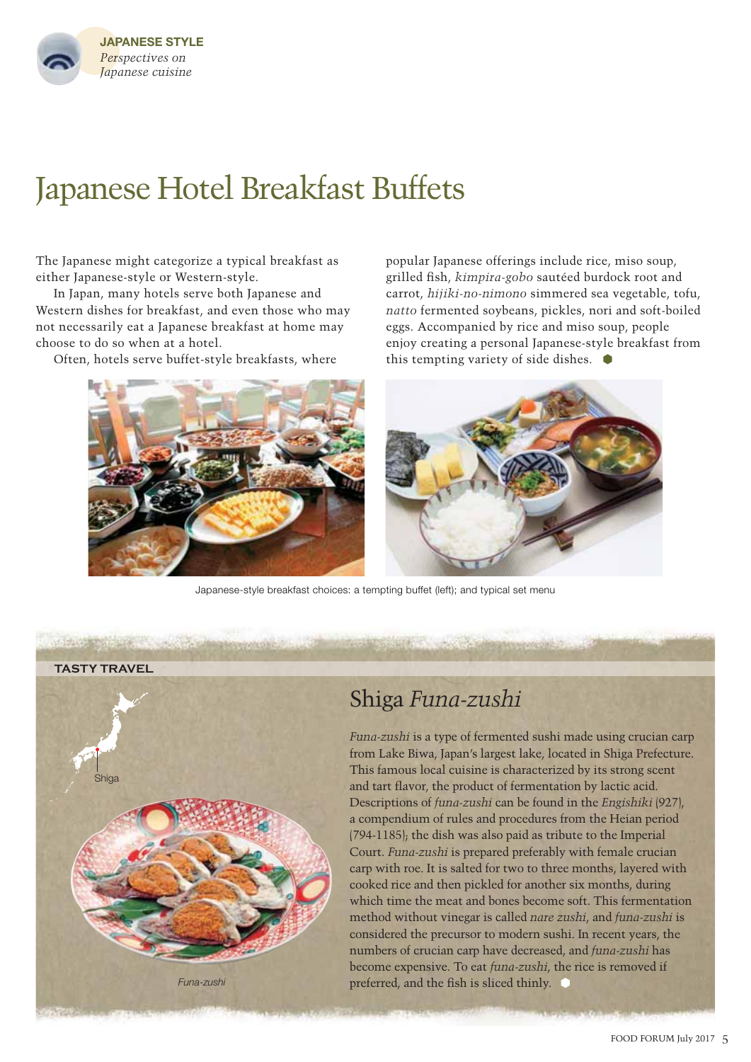**JAPANESE STYLE**
*Perspectives on Japanese cuisine*

# Japanese Hotel Breakfast Buffets

The Japanese might categorize a typical breakfast as either Japanese-style or Western-style.

In Japan, many hotels serve both Japanese and Western dishes for breakfast, and even those who may not necessarily eat a Japanese breakfast at home may choose to do so when at a hotel.

Often, hotels serve buffet-style breakfasts, where popular Japanese offerings include rice, miso soup, grilled fish, *kimpira-gobo* sautéed burdock root and carrot, *hijiki-no-nimono* simmered sea vegetable, tofu, *natto* fermented soybeans, pickles, nori and soft-boiled eggs. Accompanied by rice and miso soup, people enjoy creating a personal Japanese-style breakfast from this tempting variety of side dishes.

Japanese-style breakfast choices: a tempting buffet (left); and typical set menu

**TASTY TRAVEL**

## Shiga *Funa-zushi*

Shiga

*Funa-zushi*

*Funa-zushi* is a type of fermented sushi made using crucian carp from Lake Biwa, Japan's largest lake, located in Shiga Prefecture. This famous local cuisine is characterized by its strong scent and tart flavor, the product of fermentation by lactic acid. Descriptions of *funa-zushi* can be found in the *Engishiki* (927), a compendium of rules and procedures from the Heian period (794-1185); the dish was also paid as tribute to the Imperial Court. *Funa-zushi* is prepared preferably with female crucian carp with roe. It is salted for two to three months, layered with cooked rice and then pickled for another six months, during which time the meat and bones become soft. This fermentation method without vinegar is called *nare zushi*, and *funa-zushi* is considered the precursor to modern sushi. In recent years, the numbers of crucian carp have decreased, and *funa-zushi* has become expensive. To eat *funa-zushi*, the rice is removed if preferred, and the fish is sliced thinly.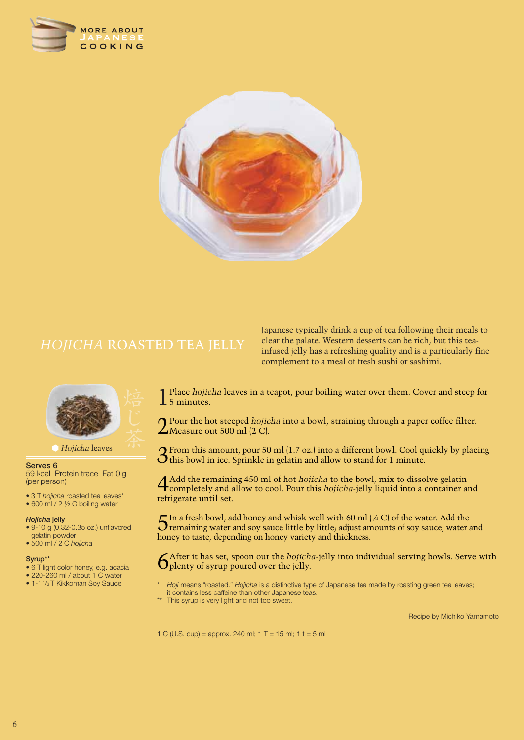# *HOJICHA* ROASTED TEA JELLY

Japanese typically drink a cup of tea following their meals to clear the palate. Western desserts can be rich, but this tea-infused jelly has a refreshing quality and is a particularly fine complement to a meal of fresh sushi or sashimi.

焙じ茶

*Hojicha* leaves

**Serves 6**
59 kcal Protein trace Fat 0 g
(per person)

- 3 T *hojicha* roasted tea leaves*
- 600 ml / 2 ½ C boiling water

***Hojicha* jelly**

- 9-10 g (0.32-0.35 oz.) unflavored gelatin powder
- 500 ml / 2 C *hojicha*

**Syrup****

- 6 T light color honey, e.g. acacia
- 220-260 ml / about 1 C water
- 1-1 ⅓T Kikkoman Soy Sauce

1. Place *hojicha* leaves in a teapot, pour boiling water over them. Cover and steep for 5 minutes.
2. Pour the hot steeped *hojicha* into a bowl, straining through a paper coffee filter. Measure out 500 ml (2 C).
3. From this amount, pour 50 ml (1.7 oz.) into a different bowl. Cool quickly by placing this bowl in ice. Sprinkle in gelatin and allow to stand for 1 minute.
4. Add the remaining 450 ml of hot *hojicha* to the bowl, mix to dissolve gelatin completely and allow to cool. Pour this *hojicha*-jelly liquid into a container and refrigerate until set.
5. In a fresh bowl, add honey and whisk well with 60 ml (¼ C) of the water. Add the remaining water and soy sauce little by little; adjust amounts of soy sauce, water and honey to taste, depending on honey variety and thickness.
6. After it has set, spoon out the *hojicha*-jelly into individual serving bowls. Serve with plenty of syrup poured over the jelly.

\* *Hoji* means "roasted." *Hojicha* is a distinctive type of Japanese tea made by roasting green tea leaves; it contains less caffeine than other Japanese teas.
\** This syrup is very light and not too sweet.

Recipe by Michiko Yamamoto

1 C (U.S. cup) = approx. 240 ml; 1 T = 15 ml; 1 t = 5 ml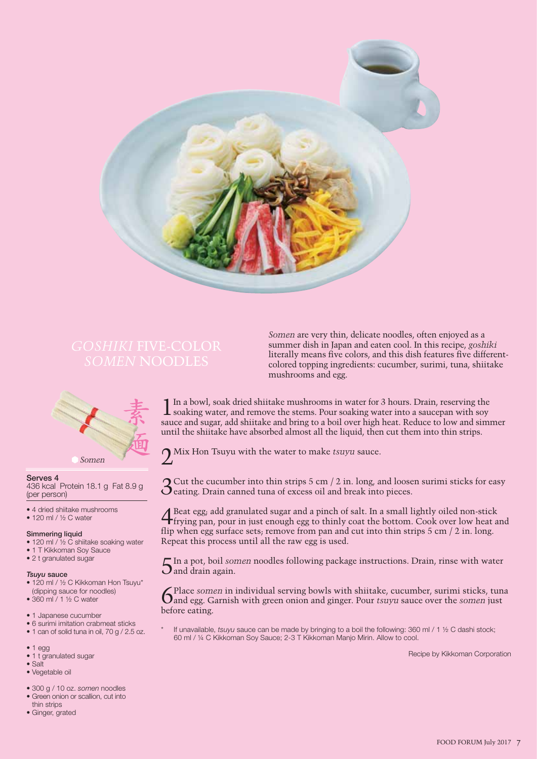# *GOSHIKI* FIVE-COLOR *SOMEN* NOODLES

*Somen* are very thin, delicate noodles, often enjoyed as a summer dish in Japan and eaten cool. In this recipe, *goshiki* literally means five colors, and this dish features five different-colored topping ingredients: cucumber, surimi, tuna, shiitake mushrooms and egg.

素麺

*Somen*

**Serves 4**
436 kcal Protein 18.1 g Fat 8.9 g (per person)

- 4 dried shiitake mushrooms
- 120 ml / ½ C water

**Simmering liquid**
- 120 ml / ½ C shiitake soaking water
- 1 T Kikkoman Soy Sauce
- 2 t granulated sugar

***Tsuyu* sauce**
- 120 ml / ½ C Kikkoman Hon Tsuyu* (dipping sauce for noodles)
- 360 ml / 1 ½ C water

- 1 Japanese cucumber
- 6 surimi imitation crabmeat sticks
- 1 can of solid tuna in oil, 70 g / 2.5 oz.

- 1 egg
- 1 t granulated sugar
- Salt
- Vegetable oil

- 300 g / 10 oz. *somen* noodles
- Green onion or scallion, cut into thin strips
- Ginger, grated

1. In a bowl, soak dried shiitake mushrooms in water for 3 hours. Drain, reserving the soaking water, and remove the stems. Pour soaking water into a saucepan with soy sauce and sugar, add shiitake and bring to a boil over high heat. Reduce to low and simmer until the shiitake have absorbed almost all the liquid, then cut them into thin strips.

2. Mix Hon Tsuyu with the water to make *tsuyu* sauce.

3. Cut the cucumber into thin strips 5 cm / 2 in. long, and loosen surimi sticks for easy eating. Drain canned tuna of excess oil and break into pieces.

4. Beat egg; add granulated sugar and a pinch of salt. In a small lightly oiled non-stick frying pan, pour in just enough egg to thinly coat the bottom. Cook over low heat and flip when egg surface sets; remove from pan and cut into thin strips 5 cm / 2 in. long. Repeat this process until all the raw egg is used.

5. In a pot, boil *somen* noodles following package instructions. Drain, rinse with water and drain again.

6. Place *somen* in individual serving bowls with shiitake, cucumber, surimi sticks, tuna and egg. Garnish with green onion and ginger. Pour *tsuyu* sauce over the *somen* just before eating.

\* If unavailable, *tsuyu* sauce can be made by bringing to a boil the following: 360 ml / 1 ½ C dashi stock; 60 ml / ¼ C Kikkoman Soy Sauce; 2-3 T Kikkoman Manjo Mirin. Allow to cool.

Recipe by Kikkoman Corporation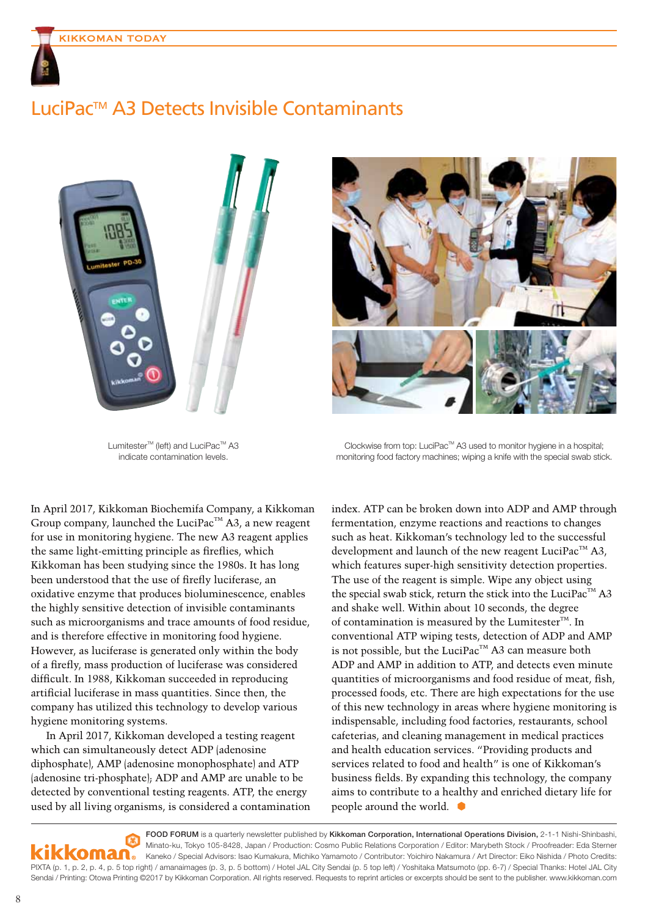KIKKOMAN TODAY

# LuciPac™ A3 Detects Invisible Contaminants

Lumitester™ (left) and LuciPac™ A3 indicate contamination levels.

Clockwise from top: LuciPac™ A3 used to monitor hygiene in a hospital; monitoring food factory machines; wiping a knife with the special swab stick.

In April 2017, Kikkoman Biochemifa Company, a Kikkoman Group company, launched the LuciPac™ A3, a new reagent for use in monitoring hygiene. The new A3 reagent applies the same light-emitting principle as fireflies, which Kikkoman has been studying since the 1980s. It has long been understood that the use of firefly luciferase, an oxidative enzyme that produces bioluminescence, enables the highly sensitive detection of invisible contaminants such as microorganisms and trace amounts of food residue, and is therefore effective in monitoring food hygiene. However, as luciferase is generated only within the body of a firefly, mass production of luciferase was considered difficult. In 1988, Kikkoman succeeded in reproducing artificial luciferase in mass quantities. Since then, the company has utilized this technology to develop various hygiene monitoring systems.

In April 2017, Kikkoman developed a testing reagent which can simultaneously detect ADP (adenosine diphosphate), AMP (adenosine monophosphate) and ATP (adenosine tri-phosphate); ADP and AMP are unable to be detected by conventional testing reagents. ATP, the energy used by all living organisms, is considered a contamination index. ATP can be broken down into ADP and AMP through fermentation, enzyme reactions and reactions to changes such as heat. Kikkoman's technology led to the successful development and launch of the new reagent LuciPac™ A3, which features super-high sensitivity detection properties. The use of the reagent is simple. Wipe any object using the special swab stick, return the stick into the LuciPac™ A3 and shake well. Within about 10 seconds, the degree of contamination is measured by the Lumitester™. In conventional ATP wiping tests, detection of ADP and AMP is not possible, but the LuciPac™ A3 can measure both ADP and AMP in addition to ATP, and detects even minute quantities of microorganisms and food residue of meat, fish, processed foods, etc. There are high expectations for the use of this new technology in areas where hygiene monitoring is indispensable, including food factories, restaurants, school cafeterias, and cleaning management in medical practices and health education services. "Providing products and services related to food and health" is one of Kikkoman's business fields. By expanding this technology, the company aims to contribute to a healthy and enriched dietary life for people around the world.

kikkoman

**FOOD FORUM** is a quarterly newsletter published by **Kikkoman Corporation, International Operations Division,** 2-1-1 Nishi-Shinbashi, Minato-ku, Tokyo 105-8428, Japan / Production: Cosmo Public Relations Corporation / Editor: Marybeth Stock / Proofreader: Eda Sterner Kaneko / Special Advisors: Isao Kumakura, Michiko Yamamoto / Contributor: Yoichiro Nakamura / Art Director: Eiko Nishida / Photo Credits: PIXTA (p. 1, p. 2, p. 4, p. 5 top right) / amanaimages (p. 3, p. 5 bottom) / Hotel JAL City Sendai (p. 5 top left) / Yoshitaka Matsumoto (pp. 6-7) / Special Thanks: Hotel JAL City Sendai / Printing: Otowa Printing ©2017 by Kikkoman Corporation. All rights reserved. Requests to reprint articles or excerpts should be sent to the publisher. www.kikkoman.com